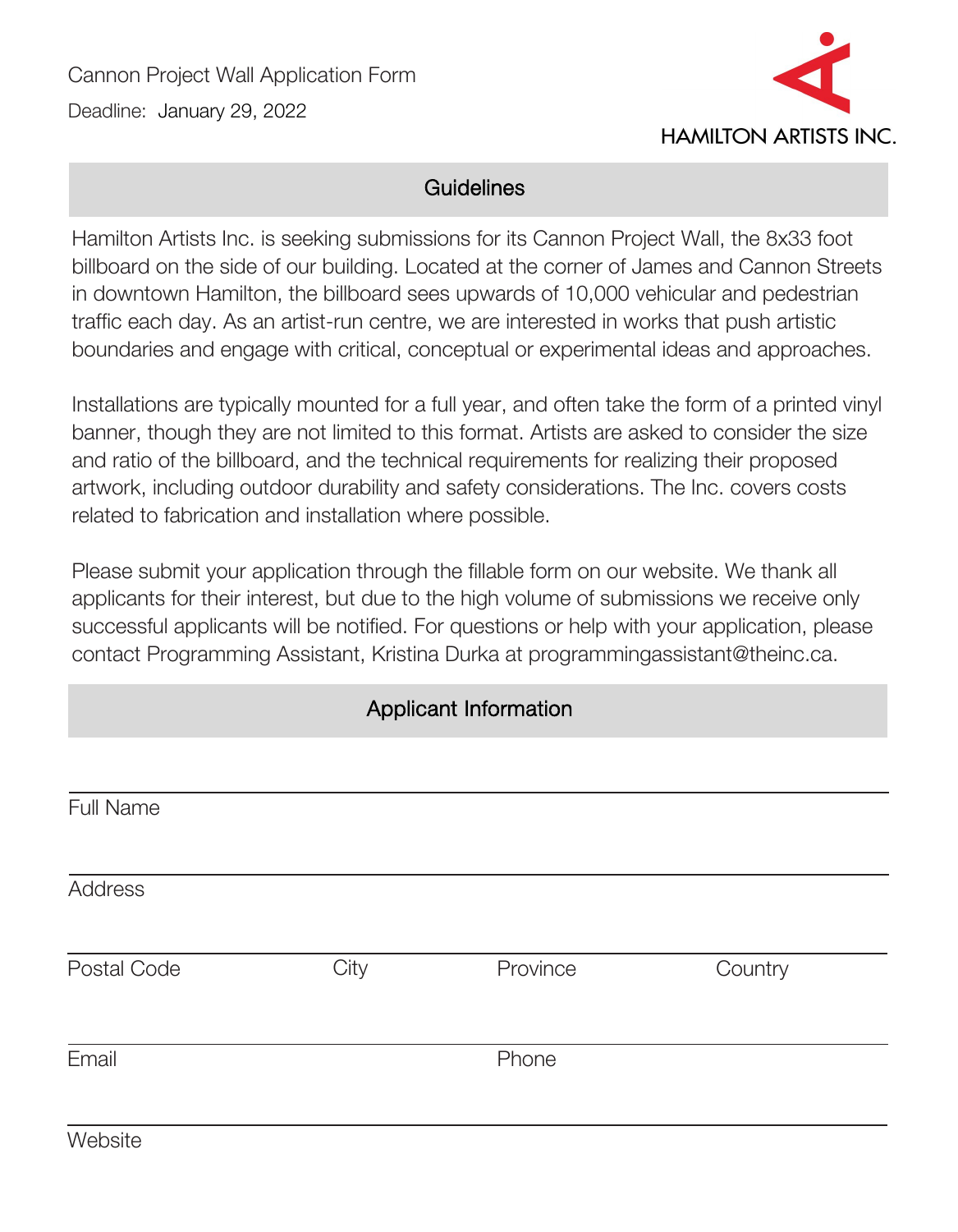Cannon Project Wall Application Form

Deadline: January 29, 2022

HAMILTON ARTISTS INC.

## Guidelines

Hamilton Artists Inc. is seeking submissions for its Cannon Project Wall, the 8x33 foot billboard on the side of our building. Located at the corner of James and Cannon Streets in downtown Hamilton, the billboard sees upwards of 10,000 vehicular and pedestrian traffic each day. As an artist-run centre, we are interested in works that push artistic boundaries and engage with critical, conceptual or experimental ideas and approaches.

Installations are typically mounted for a full year, and often take the form of a printed vinyl banner, though they are not limited to this format. Artists are asked to consider the size and ratio of the billboard, and the technical requirements for realizing their proposed artwork, including outdoor durability and safety considerations. The Inc. covers costs related to fabrication and installation where possible.

Please submit your application through the fillable form on our website. We thank all applicants for their interest, but due to the high volume of submissions we receive only successful applicants will be notified. For questions or help with your application, please contact Programming Assistant, Kristina Durka at programmingassistant@theinc.ca.

## Applicant Information

Full Name

Address

Postal Code | City | Province | Country

Email | Phone

Website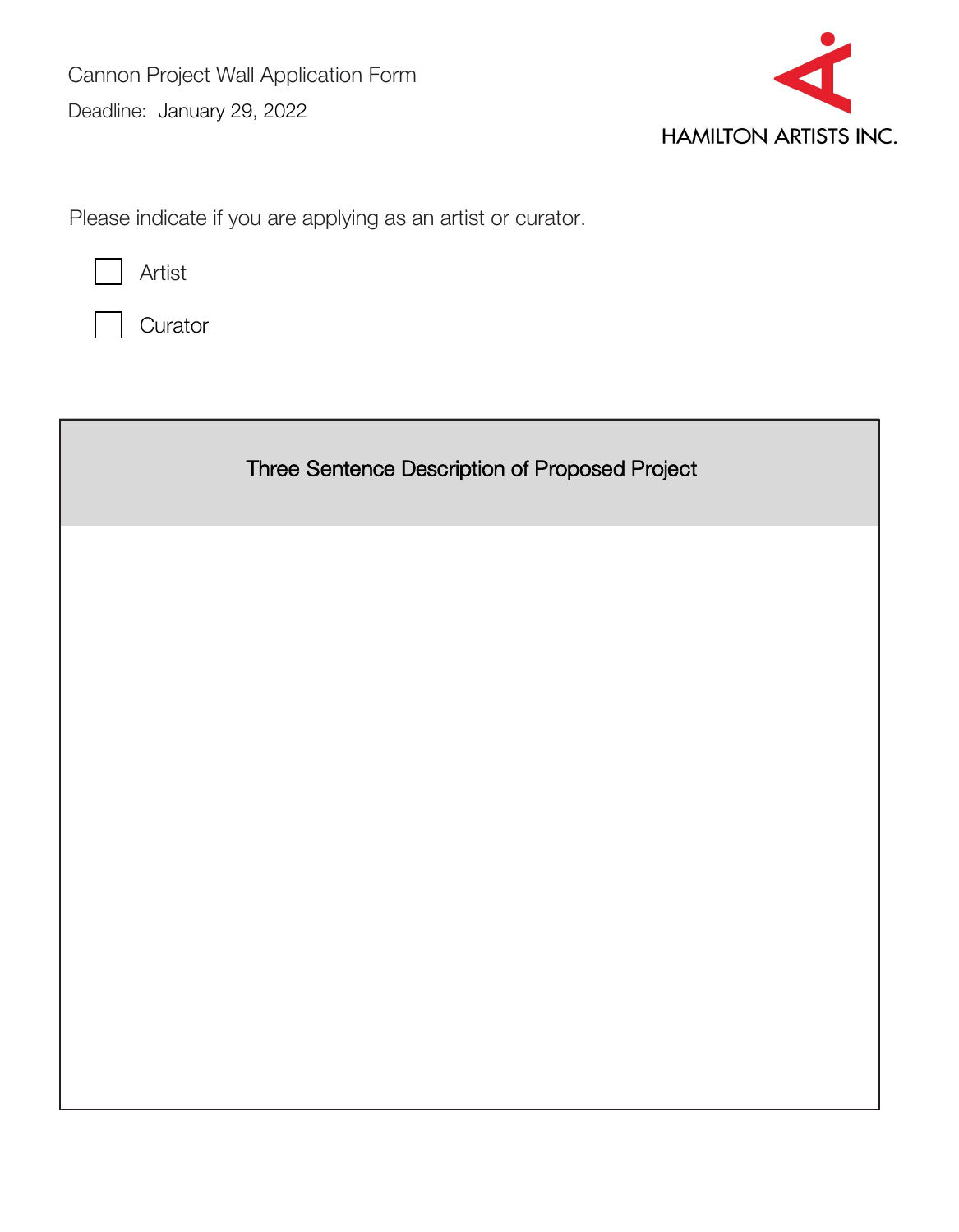Cannon Project Wall Application Form

Deadline: January 29, 2022

HAMILTON ARTISTS INC.

Please indicate if you are applying as an artist or curator.

- [ ] Artist
- [ ] Curator

| Three Sentence Description of Proposed Project |
| --- |
| |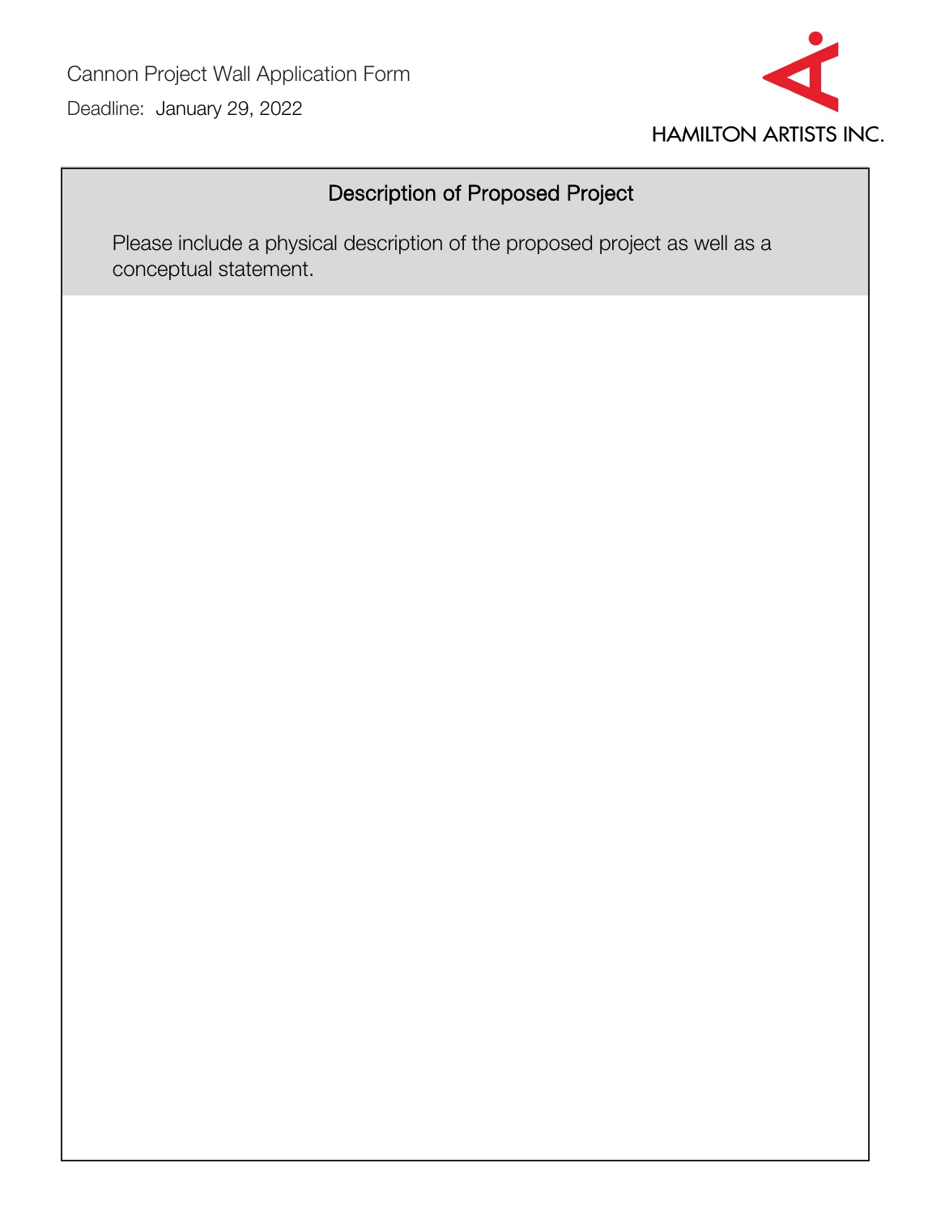Cannon Project Wall Application Form

Deadline: January 29, 2022

HAMILTON ARTISTS INC.

## Description of Proposed Project

Please include a physical description of the proposed project as well as a conceptual statement.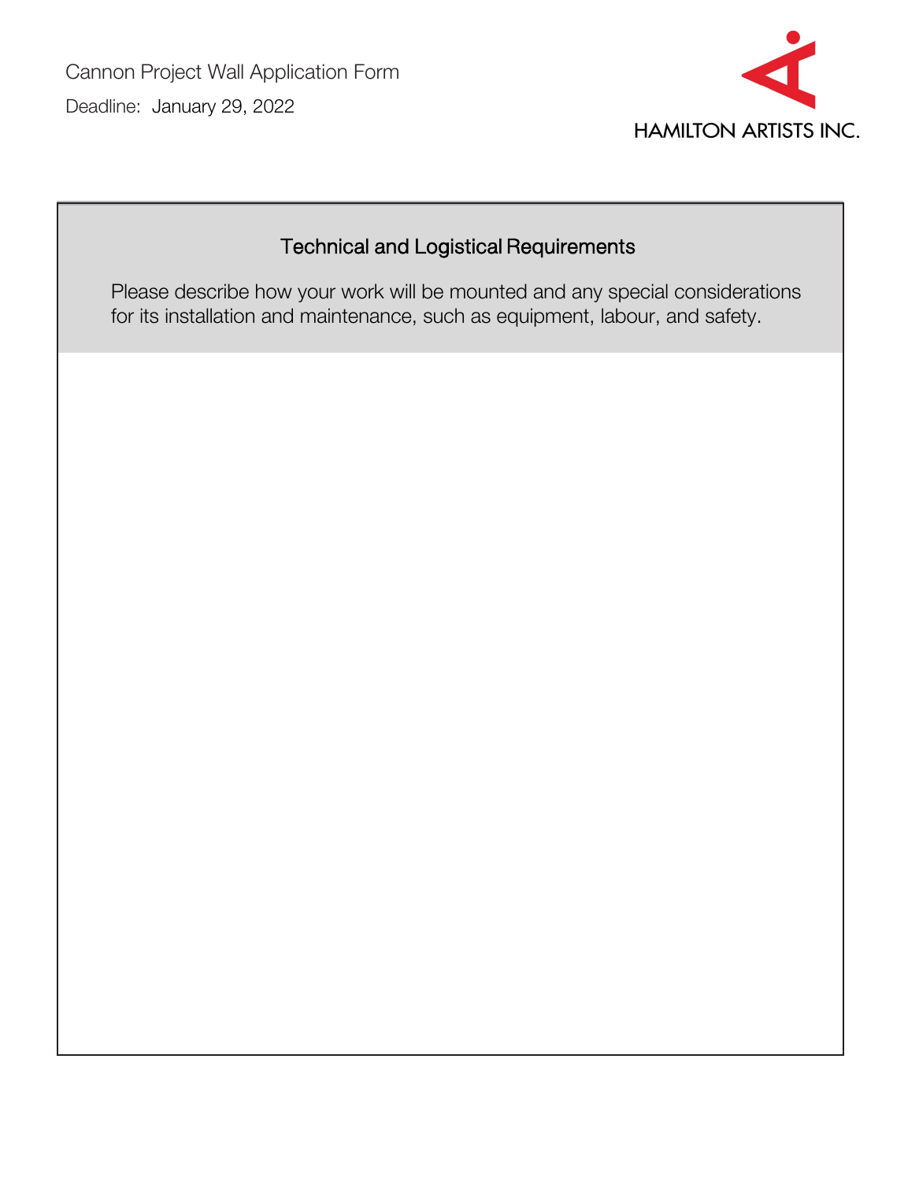Cannon Project Wall Application Form

Deadline: January 29, 2022

HAMILTON ARTISTS INC.

## Technical and Logistical Requirements

Please describe how your work will be mounted and any special considerations for its installation and maintenance, such as equipment, labour, and safety.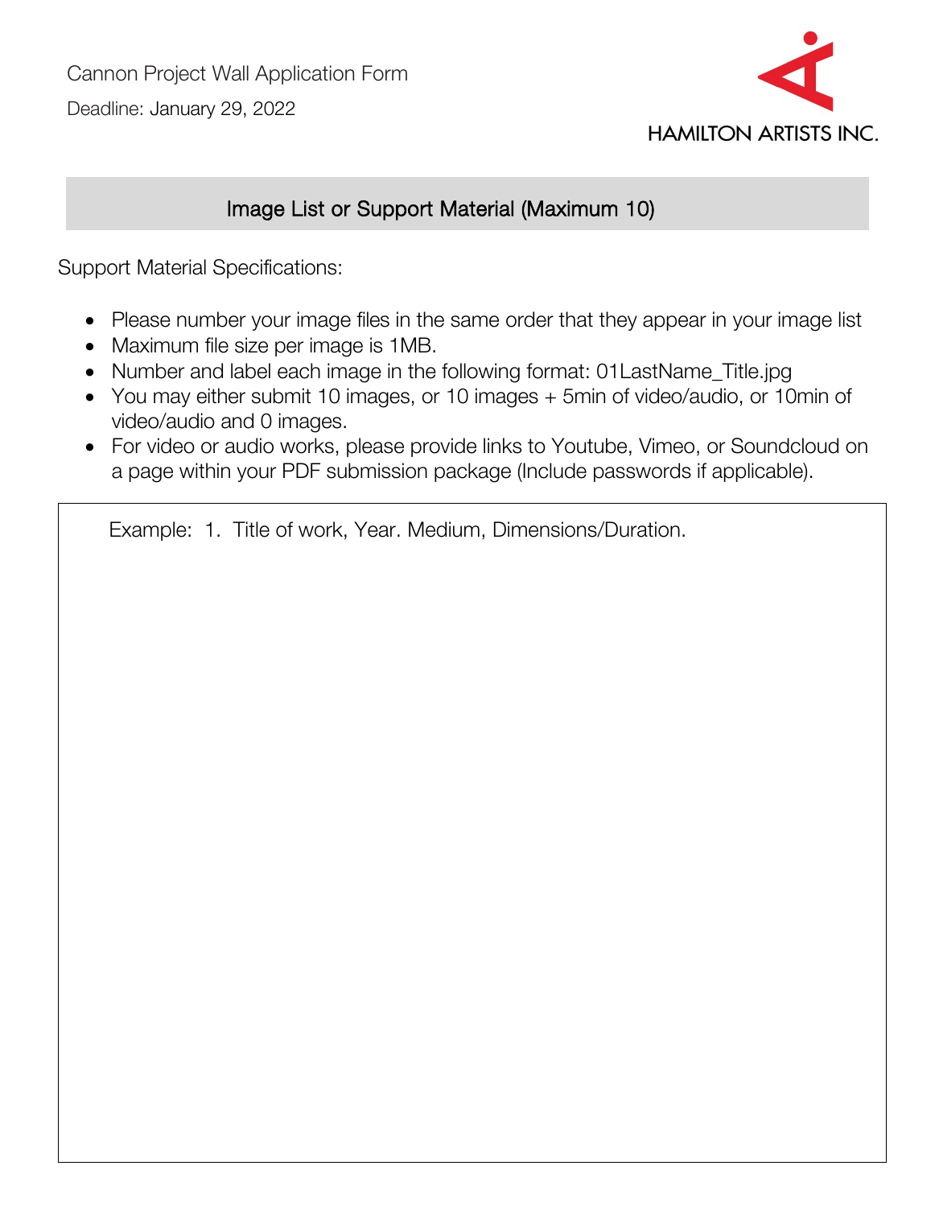Cannon Project Wall Application Form

Deadline: January 29, 2022

HAMILTON ARTISTS INC.

## Image List or Support Material (Maximum 10)

Support Material Specifications:

- Please number your image files in the same order that they appear in your image list
- Maximum file size per image is 1MB.
- Number and label each image in the following format: 01LastName_Title.jpg
- You may either submit 10 images, or 10 images + 5min of video/audio, or 10min of video/audio and 0 images.
- For video or audio works, please provide links to Youtube, Vimeo, or Soundcloud on a page within your PDF submission package (Include passwords if applicable).

Example: 1. Title of work, Year. Medium, Dimensions/Duration.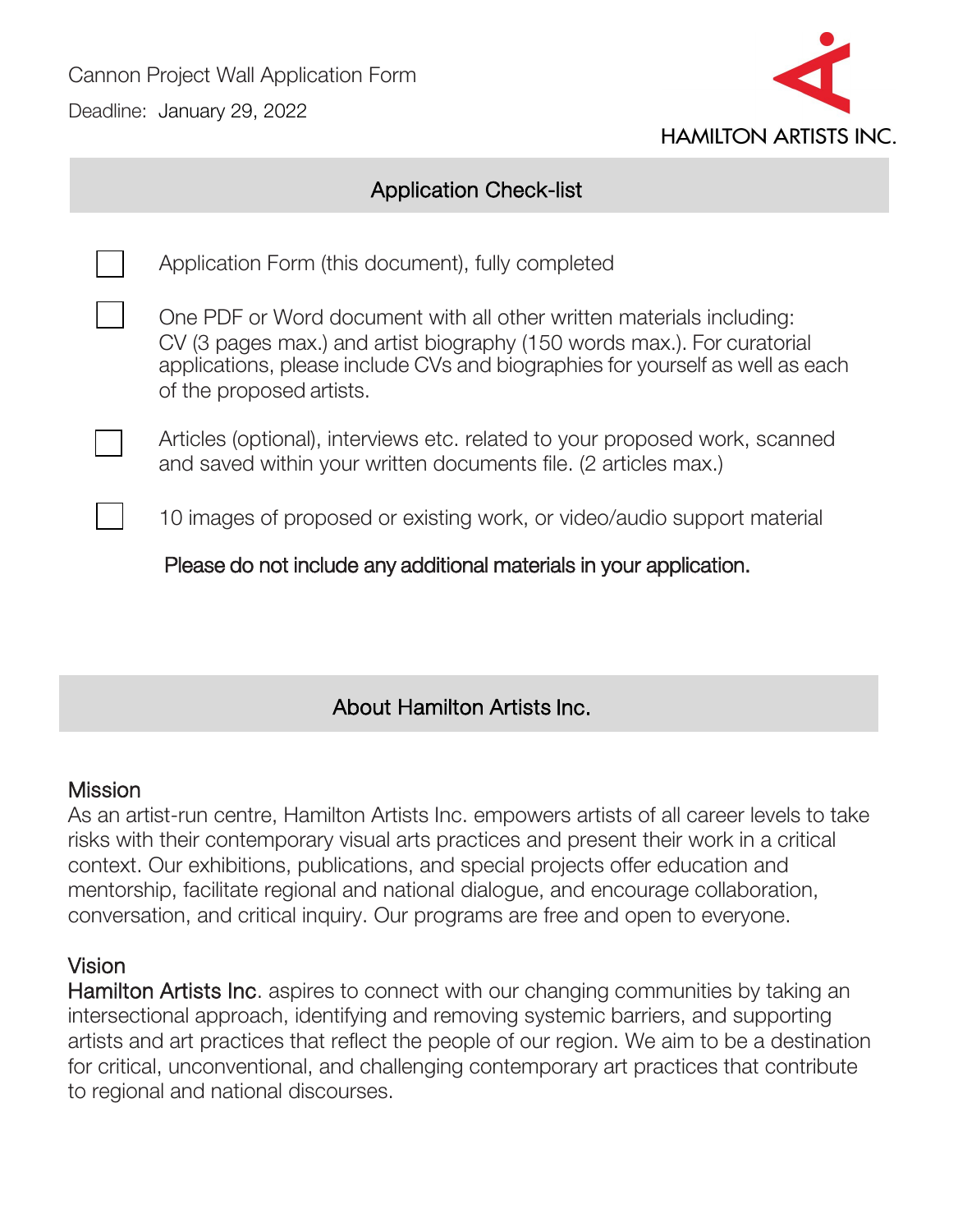Cannon Project Wall Application Form

Deadline: January 29, 2022

HAMILTON ARTISTS INC.

## Application Check-list

- [ ] Application Form (this document), fully completed
- [ ] One PDF or Word document with all other written materials including: CV (3 pages max.) and artist biography (150 words max.). For curatorial applications, please include CVs and biographies for yourself as well as each of the proposed artists.
- [ ] Articles (optional), interviews etc. related to your proposed work, scanned and saved within your written documents file. (2 articles max.)
- [ ] 10 images of proposed or existing work, or video/audio support material

Please do not include any additional materials in your application.

## About Hamilton Artists Inc.

### Mission

As an artist-run centre, Hamilton Artists Inc. empowers artists of all career levels to take risks with their contemporary visual arts practices and present their work in a critical context. Our exhibitions, publications, and special projects offer education and mentorship, facilitate regional and national dialogue, and encourage collaboration, conversation, and critical inquiry. Our programs are free and open to everyone.

### Vision

Hamilton Artists Inc. aspires to connect with our changing communities by taking an intersectional approach, identifying and removing systemic barriers, and supporting artists and art practices that reflect the people of our region. We aim to be a destination for critical, unconventional, and challenging contemporary art practices that contribute to regional and national discourses.